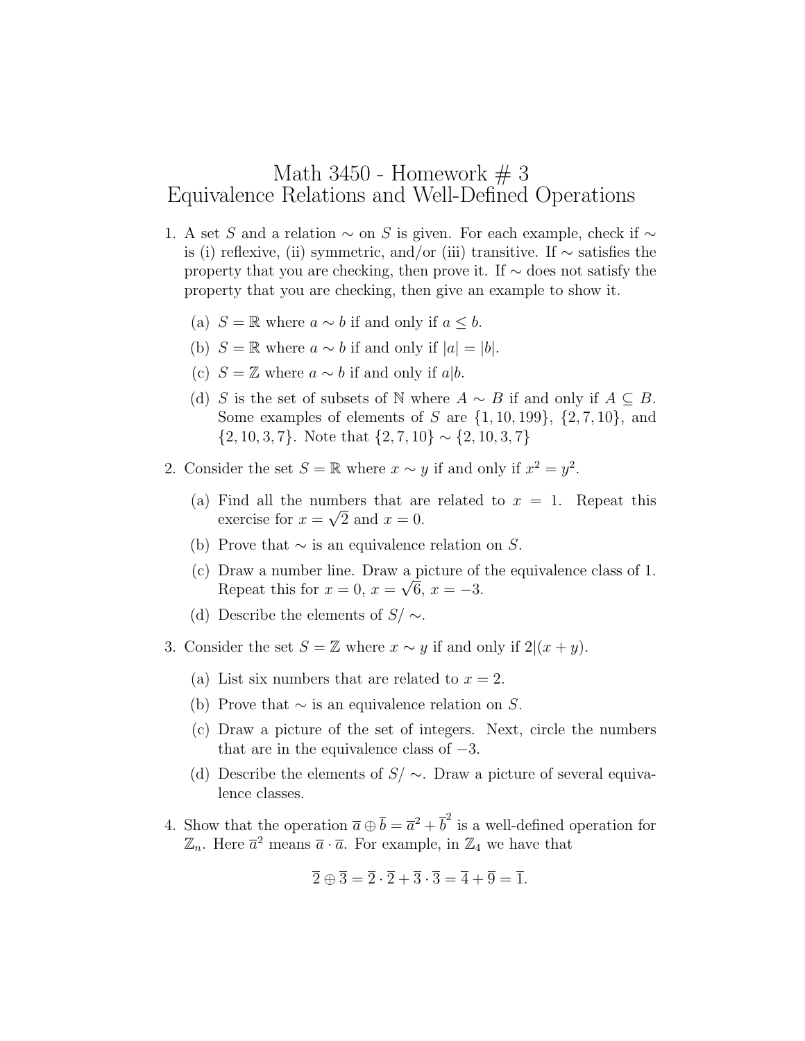# Math 3450 - Homework # 3
# Equivalence Relations and Well-Defined Operations

1. A set $S$ and a relation $\sim$ on $S$ is given. For each example, check if $\sim$ is (i) reflexive, (ii) symmetric, and/or (iii) transitive. If $\sim$ satisfies the property that you are checking, then prove it. If $\sim$ does not satisfy the property that you are checking, then give an example to show it.

   (a) $S = \mathbb{R}$ where $a \sim b$ if and only if $a \leq b$.

   (b) $S = \mathbb{R}$ where $a \sim b$ if and only if $|a| = |b|$.

   (c) $S = \mathbb{Z}$ where $a \sim b$ if and only if $a|b$.

   (d) $S$ is the set of subsets of $\mathbb{N}$ where $A \sim B$ if and only if $A \subseteq B$. Some examples of elements of $S$ are $\{1, 10, 199\}$, $\{2, 7, 10\}$, and $\{2, 10, 3, 7\}$. Note that $\{2, 7, 10\} \sim \{2, 10, 3, 7\}$

2. Consider the set $S = \mathbb{R}$ where $x \sim y$ if and only if $x^2 = y^2$.

   (a) Find all the numbers that are related to $x = 1$. Repeat this exercise for $x = \sqrt{2}$ and $x = 0$.

   (b) Prove that $\sim$ is an equivalence relation on $S$.

   (c) Draw a number line. Draw a picture of the equivalence class of 1. Repeat this for $x = 0$, $x = \sqrt{6}$, $x = -3$.

   (d) Describe the elements of $S/\sim$.

3. Consider the set $S = \mathbb{Z}$ where $x \sim y$ if and only if $2|(x + y)$.

   (a) List six numbers that are related to $x = 2$.

   (b) Prove that $\sim$ is an equivalence relation on $S$.

   (c) Draw a picture of the set of integers. Next, circle the numbers that are in the equivalence class of $-3$.

   (d) Describe the elements of $S/\sim$. Draw a picture of several equivalence classes.

4. Show that the operation $\overline{a} \oplus \overline{b} = \overline{a}^2 + \overline{b}^2$ is a well-defined operation for $\mathbb{Z}_n$. Here $\overline{a}^2$ means $\overline{a} \cdot \overline{a}$. For example, in $\mathbb{Z}_4$ we have that

$$\overline{2} \oplus \overline{3} = \overline{2} \cdot \overline{2} + \overline{3} \cdot \overline{3} = \overline{4} + \overline{9} = \overline{1}.$$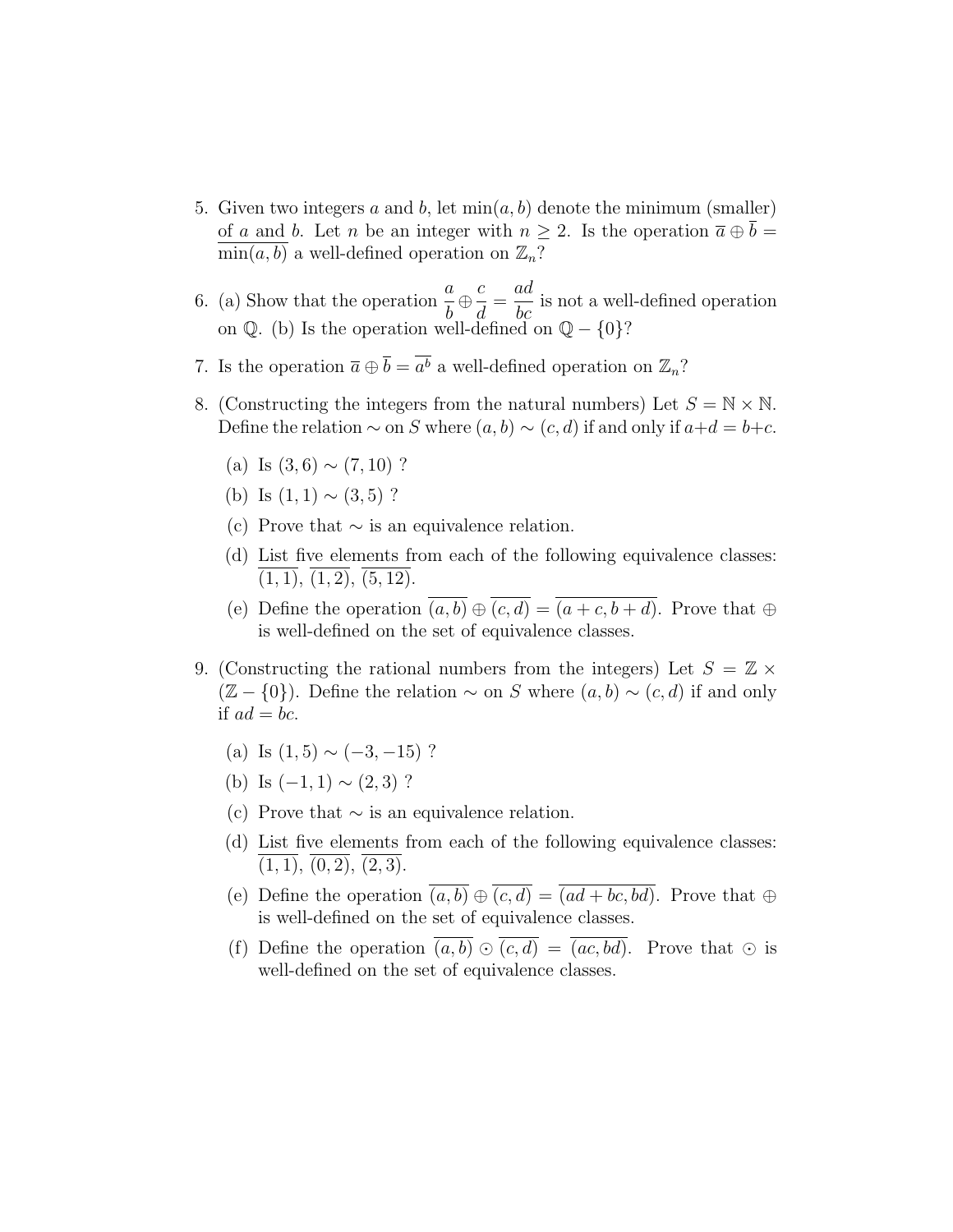5. Given two integers $a$ and $b$, let $\min(a, b)$ denote the minimum (smaller) of $a$ and $b$. Let $n$ be an integer with $n \geq 2$. Is the operation $\overline{a} \oplus \overline{b} = \overline{\min(a, b)}$ a well-defined operation on $\mathbb{Z}_n$?

6. (a) Show that the operation $\dfrac{a}{b} \oplus \dfrac{c}{d} = \dfrac{ad}{bc}$ is not a well-defined operation on $\mathbb{Q}$. (b) Is the operation well-defined on $\mathbb{Q} - \{0\}$?

7. Is the operation $\overline{a} \oplus \overline{b} = \overline{a^b}$ a well-defined operation on $\mathbb{Z}_n$?

8. (Constructing the integers from the natural numbers) Let $S = \mathbb{N} \times \mathbb{N}$. Define the relation $\sim$ on $S$ where $(a, b) \sim (c, d)$ if and only if $a+d = b+c$.

   (a) Is $(3, 6) \sim (7, 10)$ ?

   (b) Is $(1, 1) \sim (3, 5)$ ?

   (c) Prove that $\sim$ is an equivalence relation.

   (d) List five elements from each of the following equivalence classes: $\overline{(1, 1)}$, $\overline{(1, 2)}$, $\overline{(5, 12)}$.

   (e) Define the operation $\overline{(a, b)} \oplus \overline{(c, d)} = \overline{(a + c, b + d)}$. Prove that $\oplus$ is well-defined on the set of equivalence classes.

9. (Constructing the rational numbers from the integers) Let $S = \mathbb{Z} \times (\mathbb{Z} - \{0\})$. Define the relation $\sim$ on $S$ where $(a, b) \sim (c, d)$ if and only if $ad = bc$.

   (a) Is $(1, 5) \sim (-3, -15)$ ?

   (b) Is $(-1, 1) \sim (2, 3)$ ?

   (c) Prove that $\sim$ is an equivalence relation.

   (d) List five elements from each of the following equivalence classes: $\overline{(1, 1)}$, $\overline{(0, 2)}$, $\overline{(2, 3)}$.

   (e) Define the operation $\overline{(a, b)} \oplus \overline{(c, d)} = \overline{(ad + bc, bd)}$. Prove that $\oplus$ is well-defined on the set of equivalence classes.

   (f) Define the operation $\overline{(a, b)} \odot \overline{(c, d)} = \overline{(ac, bd)}$. Prove that $\odot$ is well-defined on the set of equivalence classes.